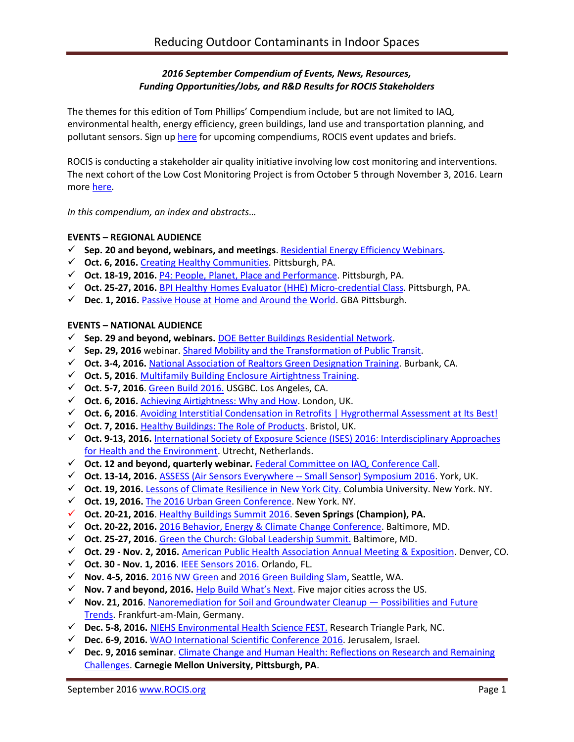## *2016 September Compendium of Events, News, Resources, Funding Opportunities/Jobs, and R&D Results for ROCIS Stakeholders*

The themes for this edition of Tom Phillips' Compendium include, but are not limited to, IAQ, environmental health, energy efficiency, green buildings, land use and transportation planning, and pollutant sensors. Sign up here for upcoming compendiums, ROCIS event updates and briefs.

ROCIS is conducting a stakeholder air quality initiative involving low cost monitoring and interventions. The next cohort of the Low Cost Monitoring Project is from October 5 through November 3, 2016. Learn more here.

*In this compendium, an index and abstracts…*

**EVENTS – REGIONAL AUDIENCE**

- ✓ **Sep. 20 and beyond, webinars, and meetings**. Residential Energy Efficiency Webinars.
- ✓ **Oct. 6, 2016.** Creating Healthy Communities. Pittsburgh, PA.
- ✓ **Oct. 18-19, 2016.** P4: People, Planet, Place and Performance. Pittsburgh, PA.
- ✓ **Oct. 25-27, 2016.** BPI Healthy Homes Evaluator (HHE) Micro-credential Class. Pittsburgh, PA.
- ✓ **Dec. 1, 2016.** Passive House at Home and Around the World. GBA Pittsburgh.

**EVENTS – NATIONAL AUDIENCE**

- ✓ **Sep. 29 and beyond, webinars.** DOE Better Buildings Residential Network.
- ✓ **Sep. 29, 2016** webinar. Shared Mobility and the Transformation of Public Transit.
- ✓ **Oct. 3-4, 2016.** National Association of Realtors Green Designation Training. Burbank, CA.
- ✓ **Oct. 5, 2016**. Multifamily Building Enclosure Airtightness Training.
- ✓ **Oct. 5-7, 2016**. Green Build 2016. USGBC. Los Angeles, CA.
- ✓ **Oct. 6, 2016.** Achieving Airtightness: Why and How. London, UK.
- ✓ **Oct. 6, 2016**. Avoiding Interstitial Condensation in Retrofits | Hygrothermal Assessment at Its Best!
- ✓ **Oct. 7, 2016.** Healthy Buildings: The Role of Products. Bristol, UK.
- ✓ **Oct. 9-13, 2016.** International Society of Exposure Science (ISES) 2016: Interdisciplinary Approaches for Health and the Environment. Utrecht, Netherlands.
- ✓ **Oct. 12 and beyond, quarterly webinar.** Federal Committee on IAQ, Conference Call.
- ✓ **Oct. 13-14, 2016.** ASSESS (Air Sensors Everywhere -- Small Sensor) Symposium 2016. York, UK.
- ✓ **Oct. 19, 2016.** Lessons of Climate Resilience in New York City. Columbia University. New York. NY.
- ✓ **Oct. 19, 2016.** The 2016 Urban Green Conference. New York. NY.
- ✓ **Oct. 20-21, 2016**. Healthy Buildings Summit 2016. **Seven Springs (Champion), PA.**
- ✓ **Oct. 20-22, 2016.** 2016 Behavior, Energy & Climate Change Conference. Baltimore, MD.
- ✓ **Oct. 25-27, 2016.** Green the Church: Global Leadership Summit. Baltimore, MD.
- ✓ **Oct. 29 - Nov. 2, 2016.** American Public Health Association Annual Meeting & Exposition. Denver, CO.
- ✓ **Oct. 30 - Nov. 1, 2016**. IEEE Sensors 2016. Orlando, FL.
- ✓ **Nov. 4-5, 2016.** 2016 NW Green and 2016 Green Building Slam, Seattle, WA.
- ✓ **Nov. 7 and beyond, 2016.** Help Build What's Next. Five major cities across the US.
- ✓ **Nov. 21, 2016**. Nanoremediation for Soil and Groundwater Cleanup — Possibilities and Future Trends. Frankfurt-am-Main, Germany.
- ✓ **Dec. 5-8, 2016.** NIEHS Environmental Health Science FEST. Research Triangle Park, NC.
- ✓ **Dec. 6-9, 2016.** WAO International Scientific Conference 2016. Jerusalem, Israel.
- ✓ **Dec. 9, 2016 seminar**. Climate Change and Human Health: Reflections on Research and Remaining Challenges. **Carnegie Mellon University, Pittsburgh, PA**.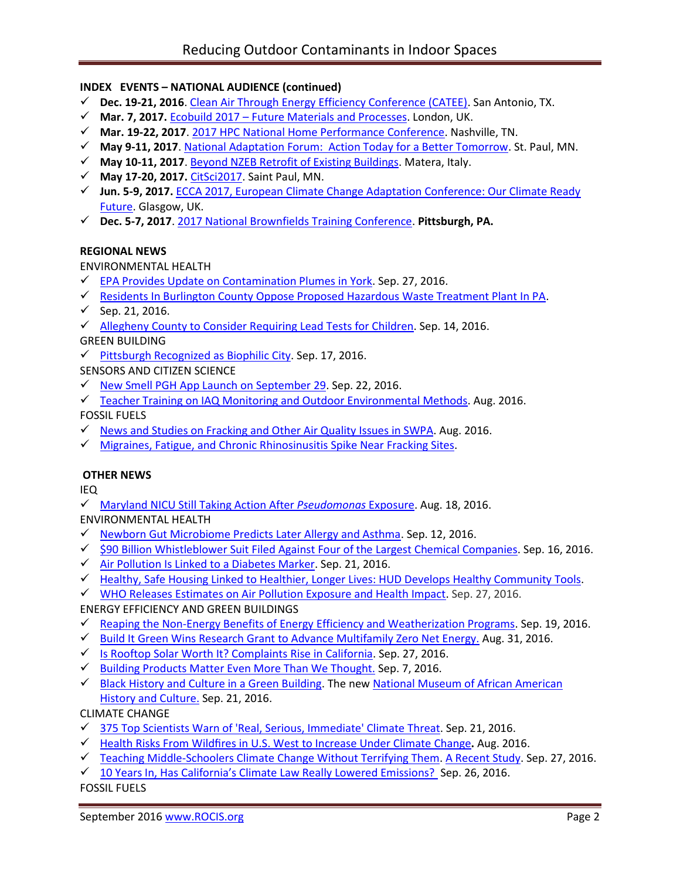**INDEX EVENTS – NATIONAL AUDIENCE (continued)**

- ✓ **Dec. 19-21, 2016**. Clean Air Through Energy Efficiency Conference (CATEE). San Antonio, TX.
- ✓ **Mar. 7, 2017.** Ecobuild 2017 – Future Materials and Processes. London, UK.
- ✓ **Mar. 19-22, 2017**. 2017 HPC National Home Performance Conference. Nashville, TN.
- ✓ **May 9-11, 2017**. National Adaptation Forum: Action Today for a Better Tomorrow. St. Paul, MN.
- ✓ **May 10-11, 2017**. Beyond NZEB Retrofit of Existing Buildings. Matera, Italy.
- ✓ **May 17-20, 2017.** CitSci2017. Saint Paul, MN.
- ✓ **Jun. 5-9, 2017.** ECCA 2017, European Climate Change Adaptation Conference: Our Climate Ready Future. Glasgow, UK.
- ✓ **Dec. 5-7, 2017**. 2017 National Brownfields Training Conference. **Pittsburgh, PA.**

**REGIONAL NEWS**

ENVIRONMENTAL HEALTH

- ✓ EPA Provides Update on Contamination Plumes in York. Sep. 27, 2016.
- ✓ Residents In Burlington County Oppose Proposed Hazardous Waste Treatment Plant In PA.
- ✓ Sep. 21, 2016.
- ✓ Allegheny County to Consider Requiring Lead Tests for Children. Sep. 14, 2016.

GREEN BUILDING

- ✓ Pittsburgh Recognized as Biophilic City. Sep. 17, 2016.

SENSORS AND CITIZEN SCIENCE

- ✓ New Smell PGH App Launch on September 29. Sep. 22, 2016.
- ✓ Teacher Training on IAQ Monitoring and Outdoor Environmental Methods. Aug. 2016.

FOSSIL FUELS

- ✓ News and Studies on Fracking and Other Air Quality Issues in SWPA. Aug. 2016.
- ✓ Migraines, Fatigue, and Chronic Rhinosinusitis Spike Near Fracking Sites.

**OTHER NEWS**

IEQ

- ✓ Maryland NICU Still Taking Action After *Pseudomonas* Exposure. Aug. 18, 2016.

ENVIRONMENTAL HEALTH

- ✓ Newborn Gut Microbiome Predicts Later Allergy and Asthma. Sep. 12, 2016.
- ✓ $90 Billion Whistleblower Suit Filed Against Four of the Largest Chemical Companies. Sep. 16, 2016.
- ✓ Air Pollution Is Linked to a Diabetes Marker. Sep. 21, 2016.
- ✓ Healthy, Safe Housing Linked to Healthier, Longer Lives: HUD Develops Healthy Community Tools.
- ✓ WHO Releases Estimates on Air Pollution Exposure and Health Impact. Sep. 27, 2016.

ENERGY EFFICIENCY AND GREEN BUILDINGS

- ✓ Reaping the Non-Energy Benefits of Energy Efficiency and Weatherization Programs. Sep. 19, 2016.
- ✓ Build It Green Wins Research Grant to Advance Multifamily Zero Net Energy. Aug. 31, 2016.
- ✓ Is Rooftop Solar Worth It? Complaints Rise in California. Sep. 27, 2016.
- ✓ Building Products Matter Even More Than We Thought. Sep. 7, 2016.
- ✓ Black History and Culture in a Green Building. The new National Museum of African American History and Culture. Sep. 21, 2016.

CLIMATE CHANGE

- ✓ 375 Top Scientists Warn of 'Real, Serious, Immediate' Climate Threat. Sep. 21, 2016.
- ✓ Health Risks From Wildfires in U.S. West to Increase Under Climate Change**.** Aug. 2016.
- ✓ Teaching Middle-Schoolers Climate Change Without Terrifying Them. A Recent Study. Sep. 27, 2016.
- ✓ 10 Years In, Has California's Climate Law Really Lowered Emissions? Sep. 26, 2016.

FOSSIL FUELS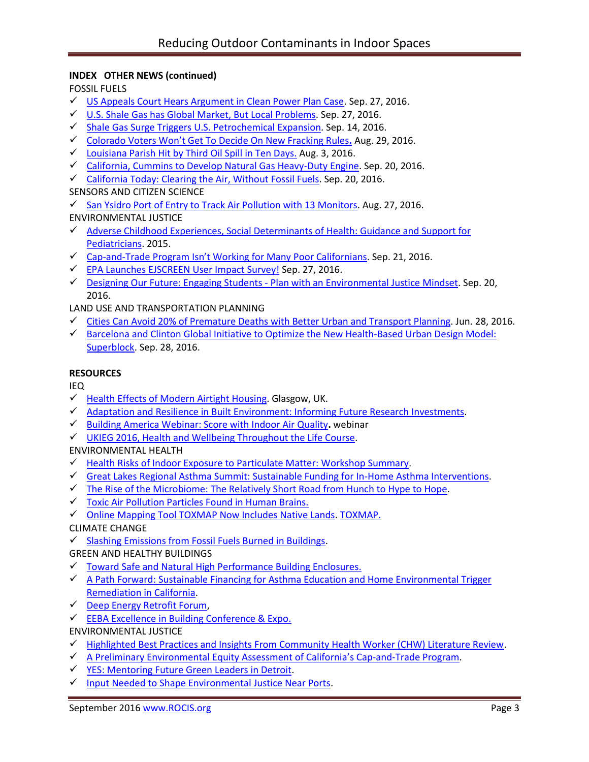**INDEX OTHER NEWS (continued)**

FOSSIL FUELS

- ✓ US Appeals Court Hears Argument in Clean Power Plan Case. Sep. 27, 2016.
- ✓ U.S. Shale Gas has Global Market, But Local Problems. Sep. 27, 2016.
- ✓ Shale Gas Surge Triggers U.S. Petrochemical Expansion. Sep. 14, 2016.
- ✓ Colorado Voters Won't Get To Decide On New Fracking Rules. Aug. 29, 2016.
- ✓ Louisiana Parish Hit by Third Oil Spill in Ten Days. Aug. 3, 2016.
- ✓ California, Cummins to Develop Natural Gas Heavy-Duty Engine. Sep. 20, 2016.
- ✓ California Today: Clearing the Air, Without Fossil Fuels. Sep. 20, 2016.

SENSORS AND CITIZEN SCIENCE

- ✓ San Ysidro Port of Entry to Track Air Pollution with 13 Monitors. Aug. 27, 2016.

ENVIRONMENTAL JUSTICE

- ✓ Adverse Childhood Experiences, Social Determinants of Health: Guidance and Support for Pediatricians. 2015.
- ✓ Cap-and-Trade Program Isn't Working for Many Poor Californians. Sep. 21, 2016.
- ✓ EPA Launches EJSCREEN User Impact Survey! Sep. 27, 2016.
- ✓ Designing Our Future: Engaging Students - Plan with an Environmental Justice Mindset. Sep. 20, 2016.

LAND USE AND TRANSPORTATION PLANNING

- ✓ Cities Can Avoid 20% of Premature Deaths with Better Urban and Transport Planning. Jun. 28, 2016.
- ✓ Barcelona and Clinton Global Initiative to Optimize the New Health-Based Urban Design Model: Superblock. Sep. 28, 2016.

**RESOURCES**

IEQ

- ✓ Health Effects of Modern Airtight Housing. Glasgow, UK.
- ✓ Adaptation and Resilience in Built Environment: Informing Future Research Investments.
- ✓ Building America Webinar: Score with Indoor Air Quality. webinar
- ✓ UKIEG 2016, Health and Wellbeing Throughout the Life Course.

ENVIRONMENTAL HEALTH

- ✓ Health Risks of Indoor Exposure to Particulate Matter: Workshop Summary.
- ✓ Great Lakes Regional Asthma Summit: Sustainable Funding for In-Home Asthma Interventions.
- ✓ The Rise of the Microbiome: The Relatively Short Road from Hunch to Hype to Hope.
- ✓ Toxic Air Pollution Particles Found in Human Brains.
- ✓ Online Mapping Tool TOXMAP Now Includes Native Lands. TOXMAP.

CLIMATE CHANGE

- ✓ Slashing Emissions from Fossil Fuels Burned in Buildings.

GREEN AND HEALTHY BUILDINGS

- ✓ Toward Safe and Natural High Performance Building Enclosures.
- ✓ A Path Forward: Sustainable Financing for Asthma Education and Home Environmental Trigger Remediation in California.
- ✓ Deep Energy Retrofit Forum,
- ✓ EEBA Excellence in Building Conference & Expo.

ENVIRONMENTAL JUSTICE

- ✓ Highlighted Best Practices and Insights From Community Health Worker (CHW) Literature Review.
- ✓ A Preliminary Environmental Equity Assessment of California's Cap-and-Trade Program.
- ✓ YES: Mentoring Future Green Leaders in Detroit.
- ✓ Input Needed to Shape Environmental Justice Near Ports.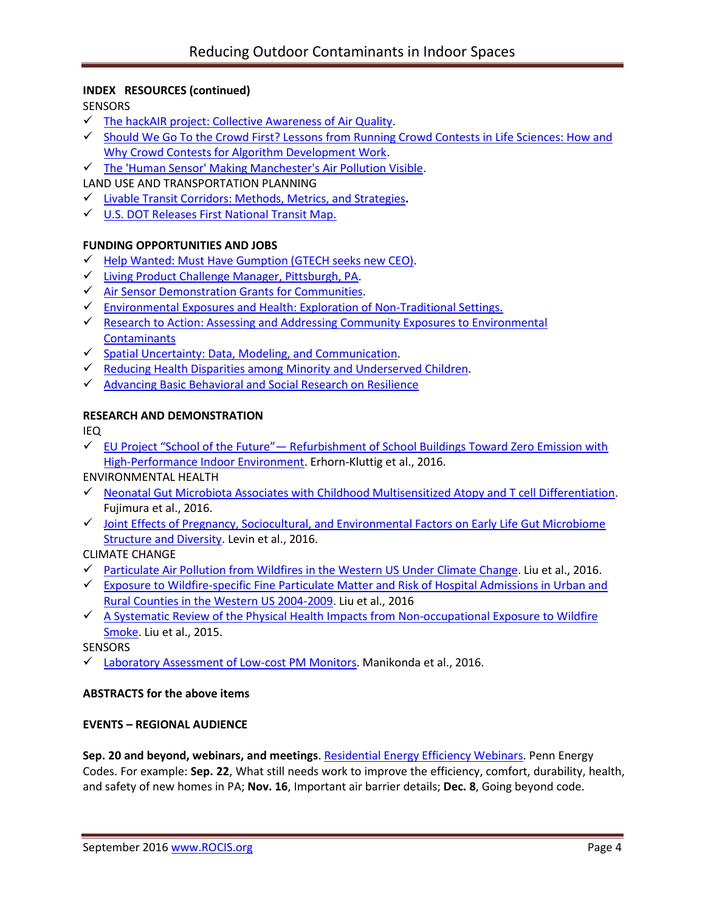**INDEX RESOURCES (continued)**

SENSORS

- ✓ The hackAIR project: Collective Awareness of Air Quality.
- ✓ Should We Go To the Crowd First? Lessons from Running Crowd Contests in Life Sciences: How and Why Crowd Contests for Algorithm Development Work.
- ✓ The 'Human Sensor' Making Manchester's Air Pollution Visible.

LAND USE AND TRANSPORTATION PLANNING

- ✓ Livable Transit Corridors: Methods, Metrics, and Strategies**.**
- ✓ U.S. DOT Releases First National Transit Map.

**FUNDING OPPORTUNITIES AND JOBS**

- ✓ Help Wanted: Must Have Gumption (GTECH seeks new CEO).
- ✓ Living Product Challenge Manager, Pittsburgh, PA.
- ✓ Air Sensor Demonstration Grants for Communities.
- ✓ Environmental Exposures and Health: Exploration of Non-Traditional Settings.
- ✓ Research to Action: Assessing and Addressing Community Exposures to Environmental Contaminants
- ✓ Spatial Uncertainty: Data, Modeling, and Communication.
- ✓ Reducing Health Disparities among Minority and Underserved Children.
- ✓ Advancing Basic Behavioral and Social Research on Resilience

**RESEARCH AND DEMONSTRATION**

IEQ

- ✓ EU Project "School of the Future"— Refurbishment of School Buildings Toward Zero Emission with High-Performance Indoor Environment. Erhorn-Kluttig et al., 2016.

ENVIRONMENTAL HEALTH

- ✓ Neonatal Gut Microbiota Associates with Childhood Multisensitized Atopy and T cell Differentiation. Fujimura et al., 2016.
- ✓ Joint Effects of Pregnancy, Sociocultural, and Environmental Factors on Early Life Gut Microbiome Structure and Diversity. Levin et al., 2016.

CLIMATE CHANGE

- ✓ Particulate Air Pollution from Wildfires in the Western US Under Climate Change. Liu et al., 2016.
- ✓ Exposure to Wildfire-specific Fine Particulate Matter and Risk of Hospital Admissions in Urban and Rural Counties in the Western US 2004-2009. Liu et al., 2016
- ✓ A Systematic Review of the Physical Health Impacts from Non-occupational Exposure to Wildfire Smoke. Liu et al., 2015.

SENSORS

- ✓ Laboratory Assessment of Low-cost PM Monitors. Manikonda et al., 2016.

**ABSTRACTS for the above items**

**EVENTS – REGIONAL AUDIENCE**

**Sep. 20 and beyond, webinars, and meetings**. Residential Energy Efficiency Webinars. Penn Energy Codes. For example: **Sep. 22**, What still needs work to improve the efficiency, comfort, durability, health, and safety of new homes in PA; **Nov. 16**, Important air barrier details; **Dec. 8**, Going beyond code.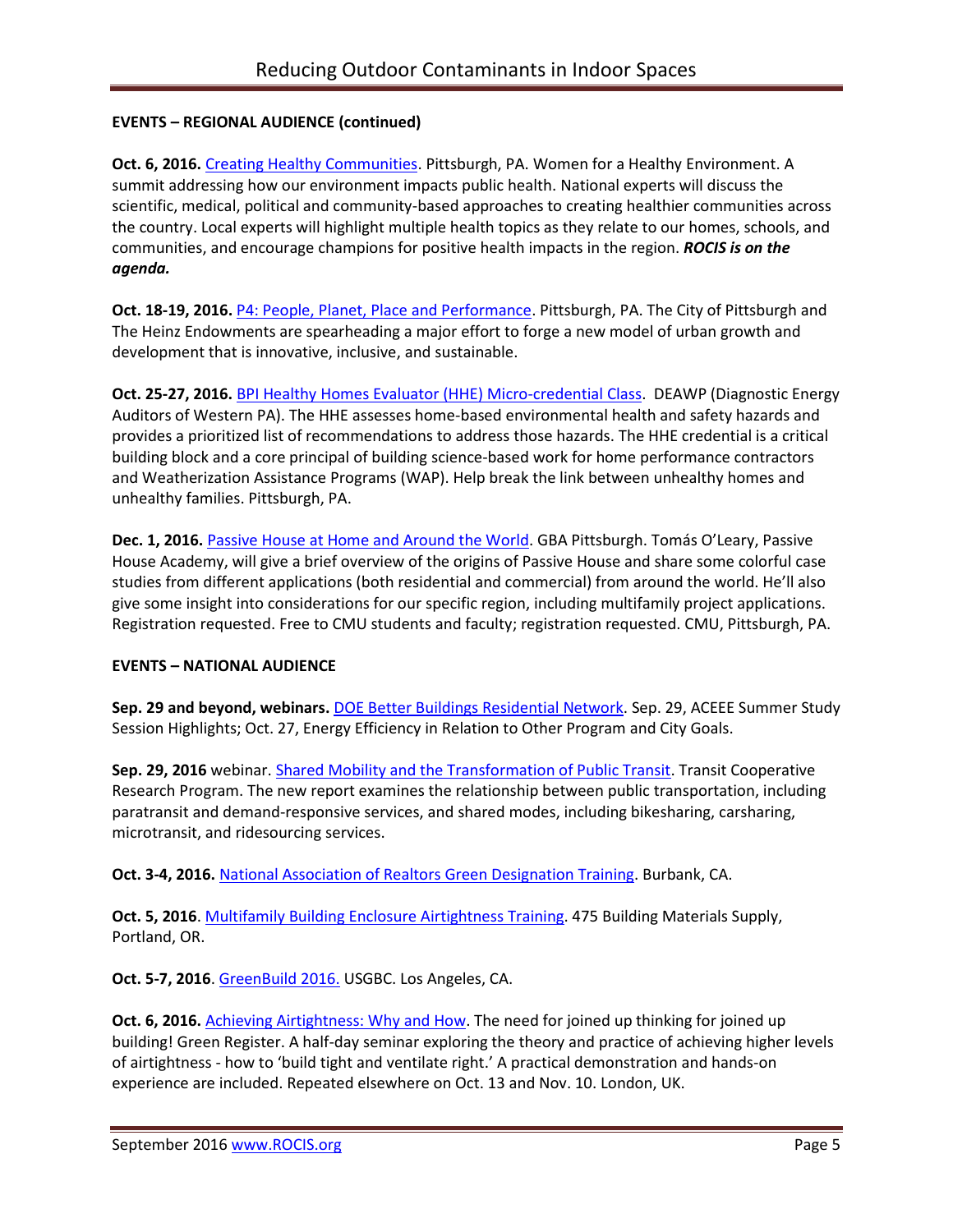**EVENTS – REGIONAL AUDIENCE (continued)**

**Oct. 6, 2016.** Creating Healthy Communities. Pittsburgh, PA. Women for a Healthy Environment. A summit addressing how our environment impacts public health. National experts will discuss the scientific, medical, political and community-based approaches to creating healthier communities across the country. Local experts will highlight multiple health topics as they relate to our homes, schools, and communities, and encourage champions for positive health impacts in the region. ***ROCIS is on the agenda.***

**Oct. 18-19, 2016.** P4: People, Planet, Place and Performance. Pittsburgh, PA. The City of Pittsburgh and The Heinz Endowments are spearheading a major effort to forge a new model of urban growth and development that is innovative, inclusive, and sustainable.

**Oct. 25-27, 2016.** BPI Healthy Homes Evaluator (HHE) Micro-credential Class. DEAWP (Diagnostic Energy Auditors of Western PA). The HHE assesses home-based environmental health and safety hazards and provides a prioritized list of recommendations to address those hazards. The HHE credential is a critical building block and a core principal of building science-based work for home performance contractors and Weatherization Assistance Programs (WAP). Help break the link between unhealthy homes and unhealthy families. Pittsburgh, PA.

**Dec. 1, 2016.** Passive House at Home and Around the World. GBA Pittsburgh. Tomás O'Leary, Passive House Academy, will give a brief overview of the origins of Passive House and share some colorful case studies from different applications (both residential and commercial) from around the world. He'll also give some insight into considerations for our specific region, including multifamily project applications. Registration requested. Free to CMU students and faculty; registration requested. CMU, Pittsburgh, PA.

**EVENTS – NATIONAL AUDIENCE**

**Sep. 29 and beyond, webinars.** DOE Better Buildings Residential Network. Sep. 29, ACEEE Summer Study Session Highlights; Oct. 27, Energy Efficiency in Relation to Other Program and City Goals.

**Sep. 29, 2016** webinar. Shared Mobility and the Transformation of Public Transit. Transit Cooperative Research Program. The new report examines the relationship between public transportation, including paratransit and demand-responsive services, and shared modes, including bikesharing, carsharing, microtransit, and ridesourcing services.

**Oct. 3-4, 2016.** National Association of Realtors Green Designation Training. Burbank, CA.

**Oct. 5, 2016**. Multifamily Building Enclosure Airtightness Training. 475 Building Materials Supply, Portland, OR.

**Oct. 5-7, 2016**. GreenBuild 2016. USGBC. Los Angeles, CA.

**Oct. 6, 2016.** Achieving Airtightness: Why and How. The need for joined up thinking for joined up building! Green Register. A half-day seminar exploring the theory and practice of achieving higher levels of airtightness - how to 'build tight and ventilate right.' A practical demonstration and hands-on experience are included. Repeated elsewhere on Oct. 13 and Nov. 10. London, UK.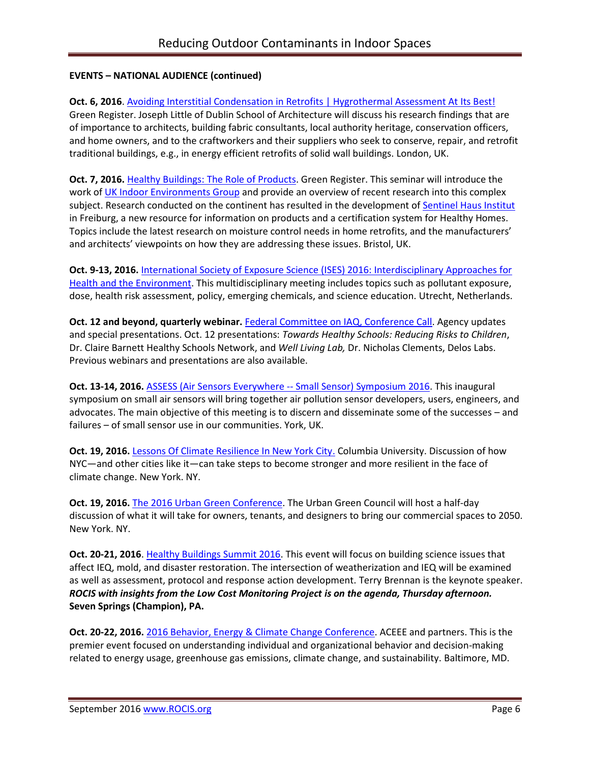**EVENTS – NATIONAL AUDIENCE (continued)**

**Oct. 6, 2016**. Avoiding Interstitial Condensation in Retrofits | Hygrothermal Assessment At Its Best! Green Register. Joseph Little of Dublin School of Architecture will discuss his research findings that are of importance to architects, building fabric consultants, local authority heritage, conservation officers, and home owners, and to the craftworkers and their suppliers who seek to conserve, repair, and retrofit traditional buildings, e.g., in energy efficient retrofits of solid wall buildings. London, UK.

**Oct. 7, 2016.** Healthy Buildings: The Role of Products. Green Register. This seminar will introduce the work of UK Indoor Environments Group and provide an overview of recent research into this complex subject. Research conducted on the continent has resulted in the development of Sentinel Haus Institut in Freiburg, a new resource for information on products and a certification system for Healthy Homes. Topics include the latest research on moisture control needs in home retrofits, and the manufacturers' and architects' viewpoints on how they are addressing these issues. Bristol, UK.

**Oct. 9-13, 2016.** International Society of Exposure Science (ISES) 2016: Interdisciplinary Approaches for Health and the Environment. This multidisciplinary meeting includes topics such as pollutant exposure, dose, health risk assessment, policy, emerging chemicals, and science education. Utrecht, Netherlands.

**Oct. 12 and beyond, quarterly webinar.** Federal Committee on IAQ, Conference Call. Agency updates and special presentations. Oct. 12 presentations: *Towards Healthy Schools: Reducing Risks to Children*, Dr. Claire Barnett Healthy Schools Network, and *Well Living Lab,* Dr. Nicholas Clements, Delos Labs. Previous webinars and presentations are also available.

**Oct. 13-14, 2016.** ASSESS (Air Sensors Everywhere -- Small Sensor) Symposium 2016. This inaugural symposium on small air sensors will bring together air pollution sensor developers, users, engineers, and advocates. The main objective of this meeting is to discern and disseminate some of the successes – and failures – of small sensor use in our communities. York, UK.

**Oct. 19, 2016.** Lessons Of Climate Resilience In New York City. Columbia University. Discussion of how NYC—and other cities like it—can take steps to become stronger and more resilient in the face of climate change. New York. NY.

**Oct. 19, 2016.** The 2016 Urban Green Conference. The Urban Green Council will host a half-day discussion of what it will take for owners, tenants, and designers to bring our commercial spaces to 2050. New York. NY.

**Oct. 20-21, 2016**. Healthy Buildings Summit 2016. This event will focus on building science issues that affect IEQ, mold, and disaster restoration. The intersection of weatherization and IEQ will be examined as well as assessment, protocol and response action development. Terry Brennan is the keynote speaker. ***ROCIS with insights from the Low Cost Monitoring Project is on the agenda, Thursday afternoon.*** **Seven Springs (Champion), PA.**

**Oct. 20-22, 2016.** 2016 Behavior, Energy & Climate Change Conference. ACEEE and partners. This is the premier event focused on understanding individual and organizational behavior and decision-making related to energy usage, greenhouse gas emissions, climate change, and sustainability. Baltimore, MD.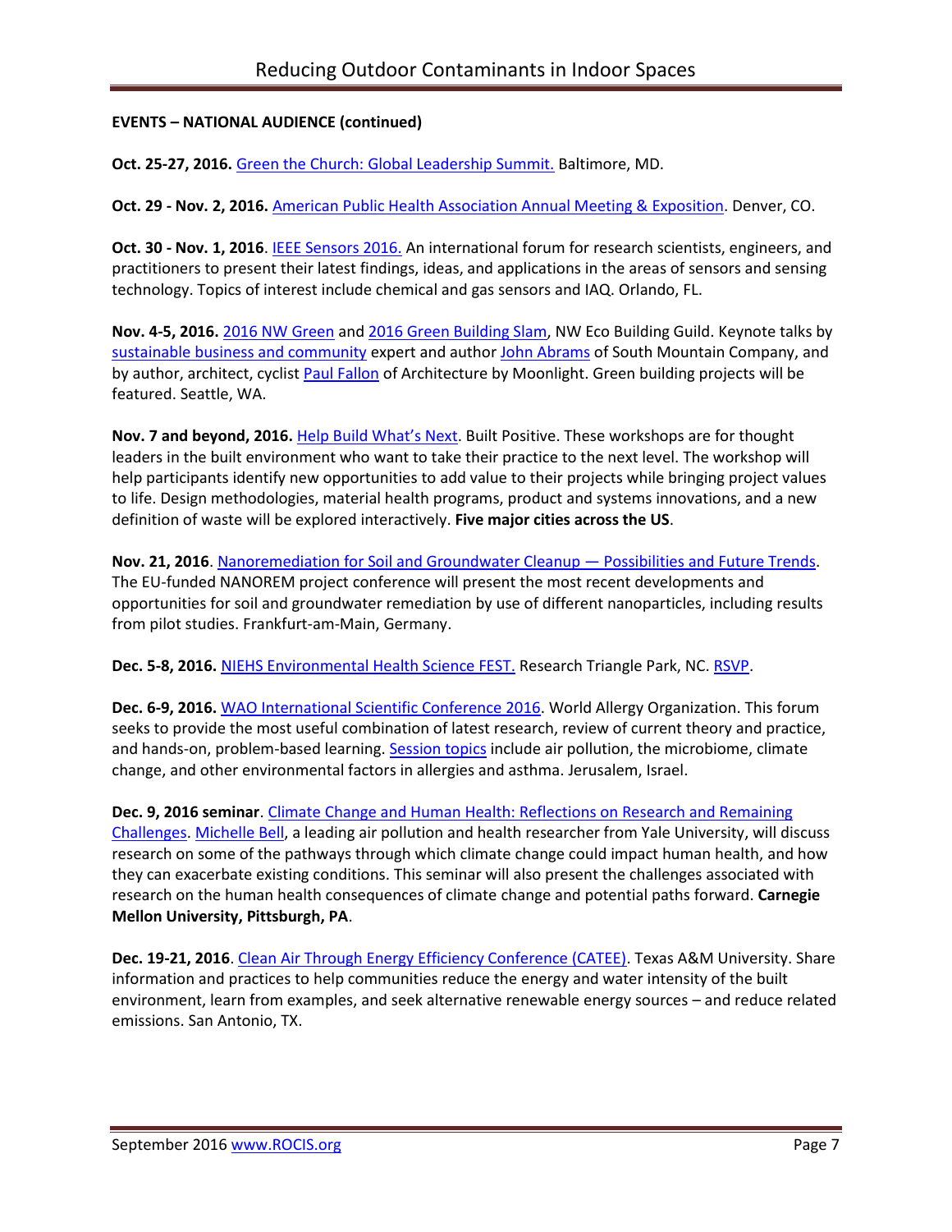**EVENTS – NATIONAL AUDIENCE (continued)**

**Oct. 25-27, 2016.** Green the Church: Global Leadership Summit. Baltimore, MD.

**Oct. 29 - Nov. 2, 2016.** American Public Health Association Annual Meeting & Exposition. Denver, CO.

**Oct. 30 - Nov. 1, 2016**. IEEE Sensors 2016. An international forum for research scientists, engineers, and practitioners to present their latest findings, ideas, and applications in the areas of sensors and sensing technology. Topics of interest include chemical and gas sensors and IAQ. Orlando, FL.

**Nov. 4-5, 2016.** 2016 NW Green and 2016 Green Building Slam, NW Eco Building Guild. Keynote talks by sustainable business and community expert and author John Abrams of South Mountain Company, and by author, architect, cyclist Paul Fallon of Architecture by Moonlight. Green building projects will be featured. Seattle, WA.

**Nov. 7 and beyond, 2016.** Help Build What's Next. Built Positive. These workshops are for thought leaders in the built environment who want to take their practice to the next level. The workshop will help participants identify new opportunities to add value to their projects while bringing project values to life. Design methodologies, material health programs, product and systems innovations, and a new definition of waste will be explored interactively. **Five major cities across the US**.

**Nov. 21, 2016**. Nanoremediation for Soil and Groundwater Cleanup — Possibilities and Future Trends. The EU-funded NANOREM project conference will present the most recent developments and opportunities for soil and groundwater remediation by use of different nanoparticles, including results from pilot studies. Frankfurt-am-Main, Germany.

**Dec. 5-8, 2016.** NIEHS Environmental Health Science FEST. Research Triangle Park, NC. RSVP.

**Dec. 6-9, 2016.** WAO International Scientific Conference 2016. World Allergy Organization. This forum seeks to provide the most useful combination of latest research, review of current theory and practice, and hands-on, problem-based learning. Session topics include air pollution, the microbiome, climate change, and other environmental factors in allergies and asthma. Jerusalem, Israel.

**Dec. 9, 2016 seminar**. Climate Change and Human Health: Reflections on Research and Remaining Challenges. Michelle Bell, a leading air pollution and health researcher from Yale University, will discuss research on some of the pathways through which climate change could impact human health, and how they can exacerbate existing conditions. This seminar will also present the challenges associated with research on the human health consequences of climate change and potential paths forward. **Carnegie Mellon University, Pittsburgh, PA**.

**Dec. 19-21, 2016**. Clean Air Through Energy Efficiency Conference (CATEE). Texas A&M University. Share information and practices to help communities reduce the energy and water intensity of the built environment, learn from examples, and seek alternative renewable energy sources – and reduce related emissions. San Antonio, TX.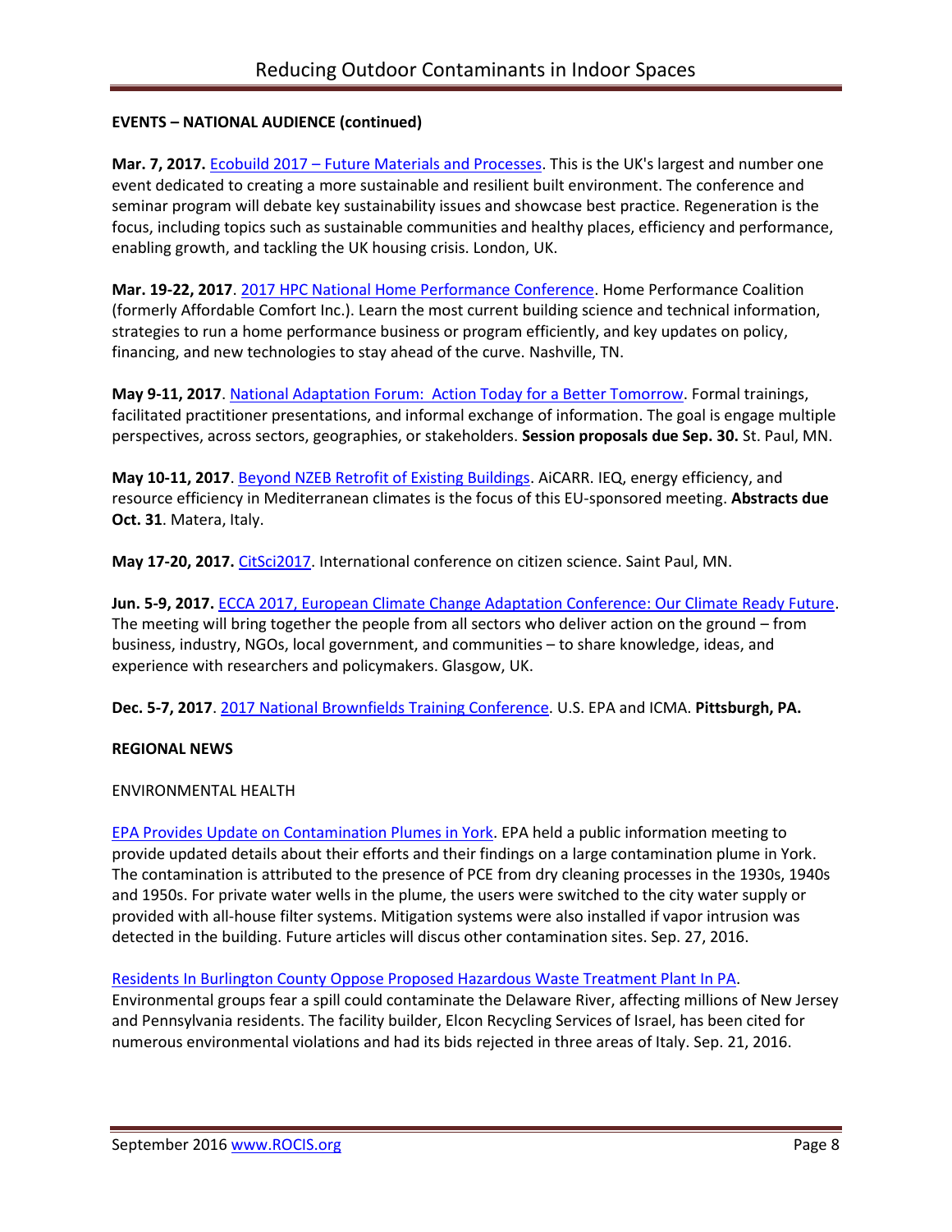**EVENTS – NATIONAL AUDIENCE (continued)**

**Mar. 7, 2017.** Ecobuild 2017 – Future Materials and Processes. This is the UK's largest and number one event dedicated to creating a more sustainable and resilient built environment. The conference and seminar program will debate key sustainability issues and showcase best practice. Regeneration is the focus, including topics such as sustainable communities and healthy places, efficiency and performance, enabling growth, and tackling the UK housing crisis. London, UK.

**Mar. 19-22, 2017**. 2017 HPC National Home Performance Conference. Home Performance Coalition (formerly Affordable Comfort Inc.). Learn the most current building science and technical information, strategies to run a home performance business or program efficiently, and key updates on policy, financing, and new technologies to stay ahead of the curve. Nashville, TN.

**May 9-11, 2017**. National Adaptation Forum: Action Today for a Better Tomorrow. Formal trainings, facilitated practitioner presentations, and informal exchange of information. The goal is engage multiple perspectives, across sectors, geographies, or stakeholders. **Session proposals due Sep. 30.** St. Paul, MN.

**May 10-11, 2017**. Beyond NZEB Retrofit of Existing Buildings. AiCARR. IEQ, energy efficiency, and resource efficiency in Mediterranean climates is the focus of this EU-sponsored meeting. **Abstracts due Oct. 31**. Matera, Italy.

**May 17-20, 2017.** CitSci2017. International conference on citizen science. Saint Paul, MN.

**Jun. 5-9, 2017.** ECCA 2017, European Climate Change Adaptation Conference: Our Climate Ready Future. The meeting will bring together the people from all sectors who deliver action on the ground – from business, industry, NGOs, local government, and communities – to share knowledge, ideas, and experience with researchers and policymakers. Glasgow, UK.

**Dec. 5-7, 2017**. 2017 National Brownfields Training Conference. U.S. EPA and ICMA. **Pittsburgh, PA.**

**REGIONAL NEWS**

ENVIRONMENTAL HEALTH

EPA Provides Update on Contamination Plumes in York. EPA held a public information meeting to provide updated details about their efforts and their findings on a large contamination plume in York. The contamination is attributed to the presence of PCE from dry cleaning processes in the 1930s, 1940s and 1950s. For private water wells in the plume, the users were switched to the city water supply or provided with all-house filter systems. Mitigation systems were also installed if vapor intrusion was detected in the building. Future articles will discus other contamination sites. Sep. 27, 2016.

Residents In Burlington County Oppose Proposed Hazardous Waste Treatment Plant In PA. Environmental groups fear a spill could contaminate the Delaware River, affecting millions of New Jersey and Pennsylvania residents. The facility builder, Elcon Recycling Services of Israel, has been cited for numerous environmental violations and had its bids rejected in three areas of Italy. Sep. 21, 2016.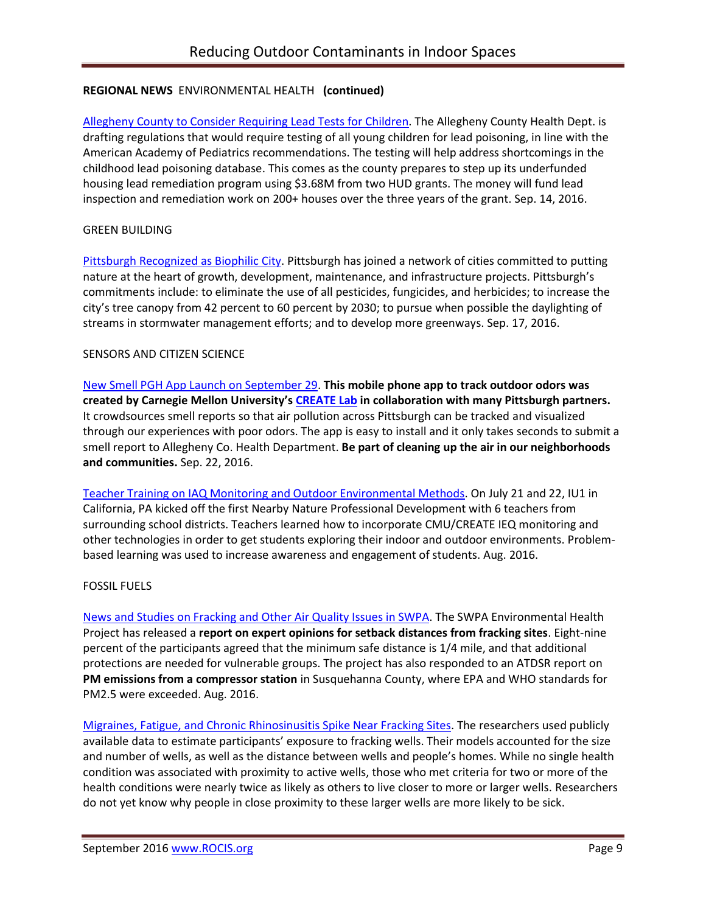**REGIONAL NEWS** ENVIRONMENTAL HEALTH **(continued)**

Allegheny County to Consider Requiring Lead Tests for Children. The Allegheny County Health Dept. is drafting regulations that would require testing of all young children for lead poisoning, in line with the American Academy of Pediatrics recommendations. The testing will help address shortcomings in the childhood lead poisoning database. This comes as the county prepares to step up its underfunded housing lead remediation program using $3.68M from two HUD grants. The money will fund lead inspection and remediation work on 200+ houses over the three years of the grant. Sep. 14, 2016.

GREEN BUILDING

Pittsburgh Recognized as Biophilic City. Pittsburgh has joined a network of cities committed to putting nature at the heart of growth, development, maintenance, and infrastructure projects. Pittsburgh's commitments include: to eliminate the use of all pesticides, fungicides, and herbicides; to increase the city's tree canopy from 42 percent to 60 percent by 2030; to pursue when possible the daylighting of streams in stormwater management efforts; and to develop more greenways. Sep. 17, 2016.

SENSORS AND CITIZEN SCIENCE

New Smell PGH App Launch on September 29. **This mobile phone app to track outdoor odors was created by Carnegie Mellon University's CREATE Lab in collaboration with many Pittsburgh partners.** It crowdsources smell reports so that air pollution across Pittsburgh can be tracked and visualized through our experiences with poor odors. The app is easy to install and it only takes seconds to submit a smell report to Allegheny Co. Health Department. **Be part of cleaning up the air in our neighborhoods and communities.** Sep. 22, 2016.

Teacher Training on IAQ Monitoring and Outdoor Environmental Methods. On July 21 and 22, IU1 in California, PA kicked off the first Nearby Nature Professional Development with 6 teachers from surrounding school districts. Teachers learned how to incorporate CMU/CREATE IEQ monitoring and other technologies in order to get students exploring their indoor and outdoor environments. Problem-based learning was used to increase awareness and engagement of students. Aug. 2016.

FOSSIL FUELS

News and Studies on Fracking and Other Air Quality Issues in SWPA. The SWPA Environmental Health Project has released a **report on expert opinions for setback distances from fracking sites**. Eight-nine percent of the participants agreed that the minimum safe distance is 1/4 mile, and that additional protections are needed for vulnerable groups. The project has also responded to an ATSDR report on **PM emissions from a compressor station** in Susquehanna County, where EPA and WHO standards for PM2.5 were exceeded. Aug. 2016.

Migraines, Fatigue, and Chronic Rhinosinusitis Spike Near Fracking Sites. The researchers used publicly available data to estimate participants' exposure to fracking wells. Their models accounted for the size and number of wells, as well as the distance between wells and people's homes. While no single health condition was associated with proximity to active wells, those who met criteria for two or more of the health conditions were nearly twice as likely as others to live closer to more or larger wells. Researchers do not yet know why people in close proximity to these larger wells are more likely to be sick.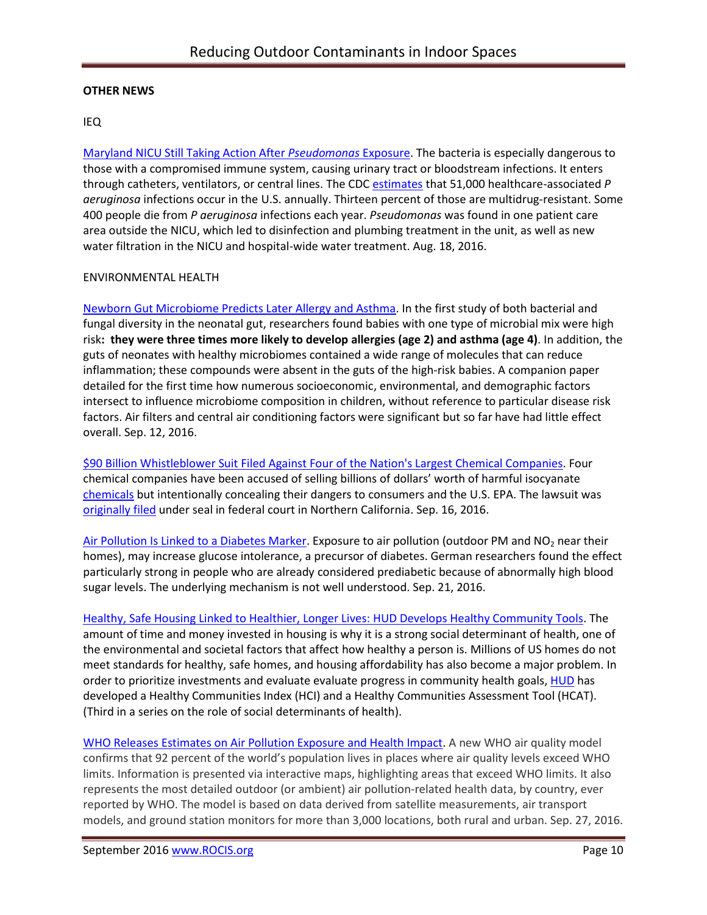**OTHER NEWS**

IEQ

Maryland NICU Still Taking Action After *Pseudomonas* Exposure. The bacteria is especially dangerous to those with a compromised immune system, causing urinary tract or bloodstream infections. It enters through catheters, ventilators, or central lines. The CDC estimates that 51,000 healthcare-associated *P aeruginosa* infections occur in the U.S. annually. Thirteen percent of those are multidrug-resistant. Some 400 people die from *P aeruginosa* infections each year. *Pseudomonas* was found in one patient care area outside the NICU, which led to disinfection and plumbing treatment in the unit, as well as new water filtration in the NICU and hospital-wide water treatment. Aug. 18, 2016.

ENVIRONMENTAL HEALTH

Newborn Gut Microbiome Predicts Later Allergy and Asthma. In the first study of both bacterial and fungal diversity in the neonatal gut, researchers found babies with one type of microbial mix were high risk**: they were three times more likely to develop allergies (age 2) and asthma (age 4)**. In addition, the guts of neonates with healthy microbiomes contained a wide range of molecules that can reduce inflammation; these compounds were absent in the guts of the high-risk babies. A companion paper detailed for the first time how numerous socioeconomic, environmental, and demographic factors intersect to influence microbiome composition in children, without reference to particular disease risk factors. Air filters and central air conditioning factors were significant but so far have had little effect overall. Sep. 12, 2016.

$90 Billion Whistleblower Suit Filed Against Four of the Nation's Largest Chemical Companies. Four chemical companies have been accused of selling billions of dollars' worth of harmful isocyanate chemicals but intentionally concealing their dangers to consumers and the U.S. EPA. The lawsuit was originally filed under seal in federal court in Northern California. Sep. 16, 2016.

Air Pollution Is Linked to a Diabetes Marker. Exposure to air pollution (outdoor PM and $NO_2$ near their homes), may increase glucose intolerance, a precursor of diabetes. German researchers found the effect particularly strong in people who are already considered prediabetic because of abnormally high blood sugar levels. The underlying mechanism is not well understood. Sep. 21, 2016.

Healthy, Safe Housing Linked to Healthier, Longer Lives: HUD Develops Healthy Community Tools. The amount of time and money invested in housing is why it is a strong social determinant of health, one of the environmental and societal factors that affect how healthy a person is. Millions of US homes do not meet standards for healthy, safe homes, and housing affordability has also become a major problem. In order to prioritize investments and evaluate evaluate progress in community health goals, HUD has developed a Healthy Communities Index (HCI) and a Healthy Communities Assessment Tool (HCAT). (Third in a series on the role of social determinants of health).

WHO Releases Estimates on Air Pollution Exposure and Health Impact. A new WHO air quality model confirms that 92 percent of the world's population lives in places where air quality levels exceed WHO limits. Information is presented via interactive maps, highlighting areas that exceed WHO limits. It also represents the most detailed outdoor (or ambient) air pollution-related health data, by country, ever reported by WHO. The model is based on data derived from satellite measurements, air transport models, and ground station monitors for more than 3,000 locations, both rural and urban. Sep. 27, 2016.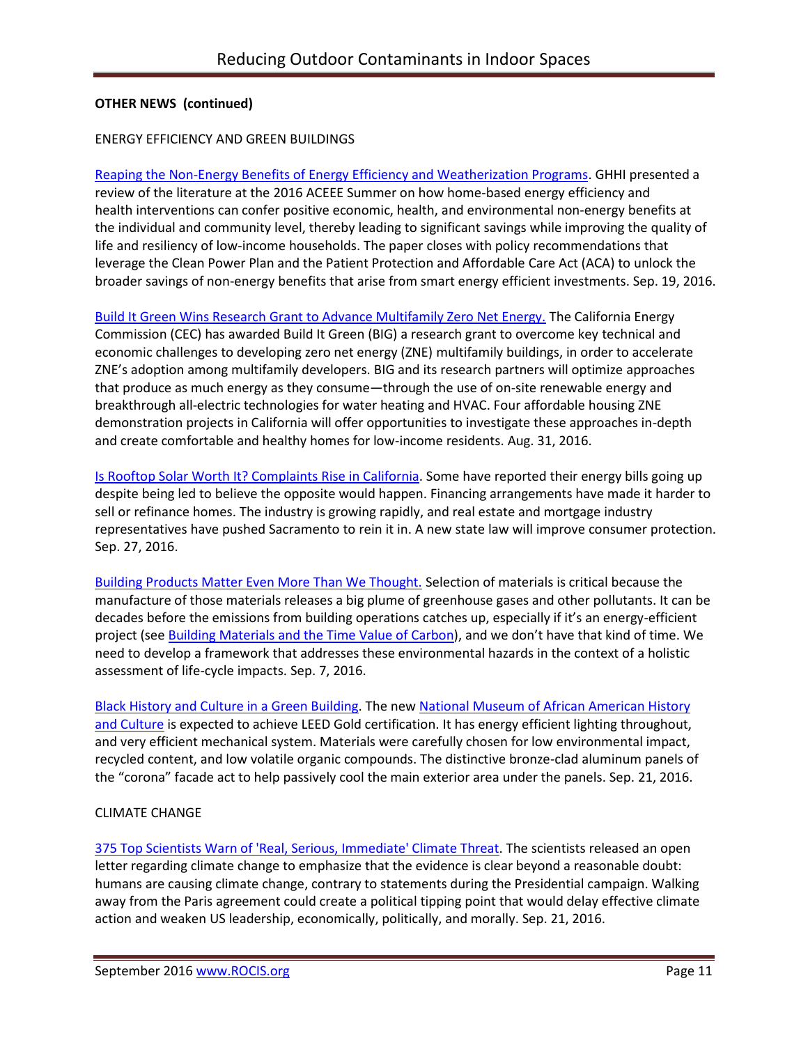**OTHER NEWS (continued)**

ENERGY EFFICIENCY AND GREEN BUILDINGS

Reaping the Non-Energy Benefits of Energy Efficiency and Weatherization Programs. GHHI presented a review of the literature at the 2016 ACEEE Summer on how home-based energy efficiency and health interventions can confer positive economic, health, and environmental non-energy benefits at the individual and community level, thereby leading to significant savings while improving the quality of life and resiliency of low-income households. The paper closes with policy recommendations that leverage the Clean Power Plan and the Patient Protection and Affordable Care Act (ACA) to unlock the broader savings of non-energy benefits that arise from smart energy efficient investments. Sep. 19, 2016.

Build It Green Wins Research Grant to Advance Multifamily Zero Net Energy. The California Energy Commission (CEC) has awarded Build It Green (BIG) a research grant to overcome key technical and economic challenges to developing zero net energy (ZNE) multifamily buildings, in order to accelerate ZNE's adoption among multifamily developers. BIG and its research partners will optimize approaches that produce as much energy as they consume—through the use of on-site renewable energy and breakthrough all-electric technologies for water heating and HVAC. Four affordable housing ZNE demonstration projects in California will offer opportunities to investigate these approaches in-depth and create comfortable and healthy homes for low-income residents. Aug. 31, 2016.

Is Rooftop Solar Worth It? Complaints Rise in California. Some have reported their energy bills going up despite being led to believe the opposite would happen. Financing arrangements have made it harder to sell or refinance homes. The industry is growing rapidly, and real estate and mortgage industry representatives have pushed Sacramento to rein it in. A new state law will improve consumer protection. Sep. 27, 2016.

Building Products Matter Even More Than We Thought. Selection of materials is critical because the manufacture of those materials releases a big plume of greenhouse gases and other pollutants. It can be decades before the emissions from building operations catches up, especially if it's an energy-efficient project (see Building Materials and the Time Value of Carbon), and we don't have that kind of time. We need to develop a framework that addresses these environmental hazards in the context of a holistic assessment of life-cycle impacts. Sep. 7, 2016.

Black History and Culture in a Green Building. The new National Museum of African American History and Culture is expected to achieve LEED Gold certification. It has energy efficient lighting throughout, and very efficient mechanical system. Materials were carefully chosen for low environmental impact, recycled content, and low volatile organic compounds. The distinctive bronze-clad aluminum panels of the "corona" facade act to help passively cool the main exterior area under the panels. Sep. 21, 2016.

CLIMATE CHANGE

375 Top Scientists Warn of 'Real, Serious, Immediate' Climate Threat. The scientists released an open letter regarding climate change to emphasize that the evidence is clear beyond a reasonable doubt: humans are causing climate change, contrary to statements during the Presidential campaign. Walking away from the Paris agreement could create a political tipping point that would delay effective climate action and weaken US leadership, economically, politically, and morally. Sep. 21, 2016.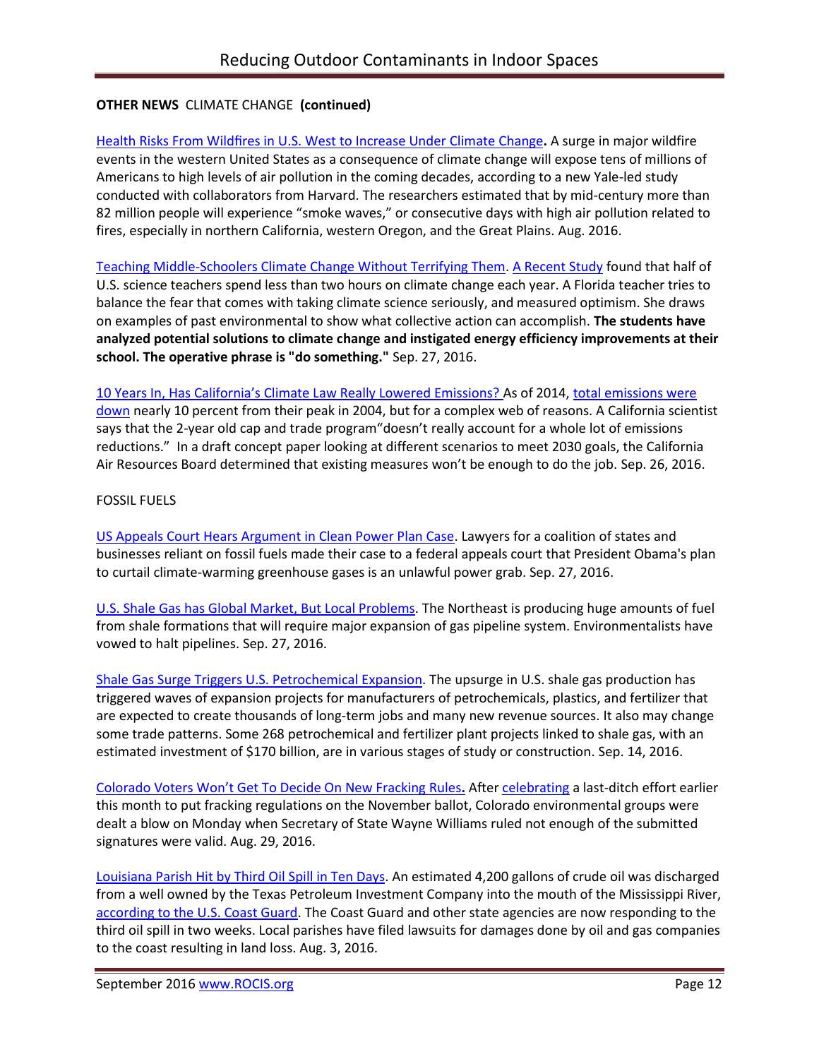**OTHER NEWS** CLIMATE CHANGE **(continued)**

Health Risks From Wildfires in U.S. West to Increase Under Climate Change**.** A surge in major wildfire events in the western United States as a consequence of climate change will expose tens of millions of Americans to high levels of air pollution in the coming decades, according to a new Yale-led study conducted with collaborators from Harvard. The researchers estimated that by mid-century more than 82 million people will experience “smoke waves,” or consecutive days with high air pollution related to fires, especially in northern California, western Oregon, and the Great Plains. Aug. 2016.

Teaching Middle-Schoolers Climate Change Without Terrifying Them. A Recent Study found that half of U.S. science teachers spend less than two hours on climate change each year. A Florida teacher tries to balance the fear that comes with taking climate science seriously, and measured optimism. She draws on examples of past environmental to show what collective action can accomplish. **The students have analyzed potential solutions to climate change and instigated energy efficiency improvements at their school. The operative phrase is "do something."** Sep. 27, 2016.

10 Years In, Has California’s Climate Law Really Lowered Emissions? As of 2014, total emissions were down nearly 10 percent from their peak in 2004, but for a complex web of reasons. A California scientist says that the 2-year old cap and trade program“doesn’t really account for a whole lot of emissions reductions.” In a draft concept paper looking at different scenarios to meet 2030 goals, the California Air Resources Board determined that existing measures won’t be enough to do the job. Sep. 26, 2016.

FOSSIL FUELS

US Appeals Court Hears Argument in Clean Power Plan Case. Lawyers for a coalition of states and businesses reliant on fossil fuels made their case to a federal appeals court that President Obama's plan to curtail climate-warming greenhouse gases is an unlawful power grab. Sep. 27, 2016.

U.S. Shale Gas has Global Market, But Local Problems. The Northeast is producing huge amounts of fuel from shale formations that will require major expansion of gas pipeline system. Environmentalists have vowed to halt pipelines. Sep. 27, 2016.

Shale Gas Surge Triggers U.S. Petrochemical Expansion. The upsurge in U.S. shale gas production has triggered waves of expansion projects for manufacturers of petrochemicals, plastics, and fertilizer that are expected to create thousands of long-term jobs and many new revenue sources. It also may change some trade patterns. Some 268 petrochemical and fertilizer plant projects linked to shale gas, with an estimated investment of $170 billion, are in various stages of study or construction. Sep. 14, 2016.

Colorado Voters Won’t Get To Decide On New Fracking Rules**.** After celebrating a last-ditch effort earlier this month to put fracking regulations on the November ballot, Colorado environmental groups were dealt a blow on Monday when Secretary of State Wayne Williams ruled not enough of the submitted signatures were valid. Aug. 29, 2016.

Louisiana Parish Hit by Third Oil Spill in Ten Days. An estimated 4,200 gallons of crude oil was discharged from a well owned by the Texas Petroleum Investment Company into the mouth of the Mississippi River, according to the U.S. Coast Guard. The Coast Guard and other state agencies are now responding to the third oil spill in two weeks. Local parishes have filed lawsuits for damages done by oil and gas companies to the coast resulting in land loss. Aug. 3, 2016.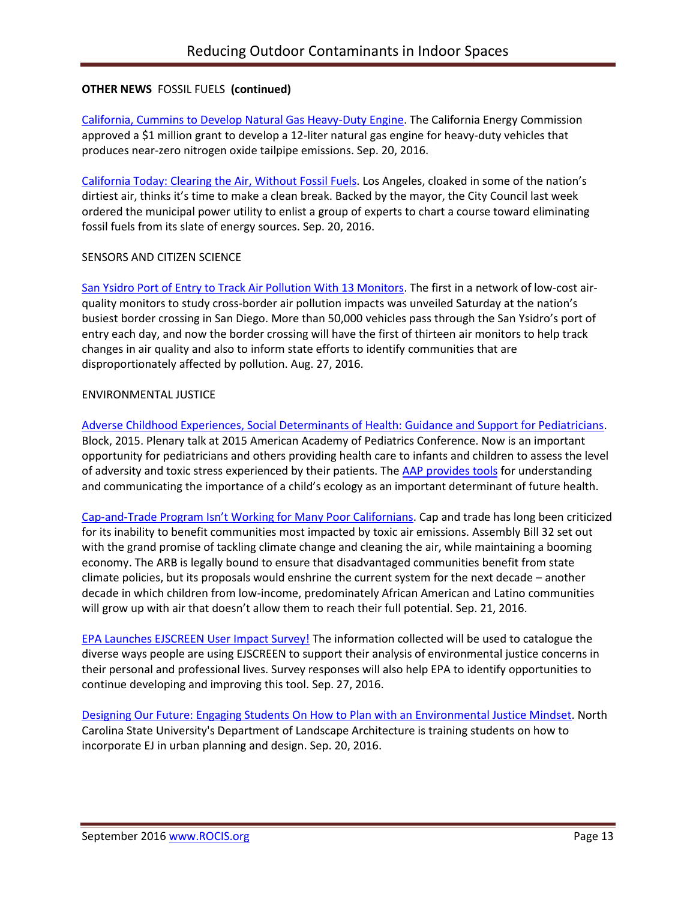**OTHER NEWS** FOSSIL FUELS **(continued)**

California, Cummins to Develop Natural Gas Heavy-Duty Engine. The California Energy Commission approved a $1 million grant to develop a 12-liter natural gas engine for heavy-duty vehicles that produces near-zero nitrogen oxide tailpipe emissions. Sep. 20, 2016.

California Today: Clearing the Air, Without Fossil Fuels. Los Angeles, cloaked in some of the nation's dirtiest air, thinks it's time to make a clean break. Backed by the mayor, the City Council last week ordered the municipal power utility to enlist a group of experts to chart a course toward eliminating fossil fuels from its slate of energy sources. Sep. 20, 2016.

SENSORS AND CITIZEN SCIENCE

San Ysidro Port of Entry to Track Air Pollution With 13 Monitors. The first in a network of low-cost air-quality monitors to study cross-border air pollution impacts was unveiled Saturday at the nation's busiest border crossing in San Diego. More than 50,000 vehicles pass through the San Ysidro's port of entry each day, and now the border crossing will have the first of thirteen air monitors to help track changes in air quality and also to inform state efforts to identify communities that are disproportionately affected by pollution. Aug. 27, 2016.

ENVIRONMENTAL JUSTICE

Adverse Childhood Experiences, Social Determinants of Health: Guidance and Support for Pediatricians. Block, 2015. Plenary talk at 2015 American Academy of Pediatrics Conference. Now is an important opportunity for pediatricians and others providing health care to infants and children to assess the level of adversity and toxic stress experienced by their patients. The AAP provides tools for understanding and communicating the importance of a child's ecology as an important determinant of future health.

Cap-and-Trade Program Isn't Working for Many Poor Californians. Cap and trade has long been criticized for its inability to benefit communities most impacted by toxic air emissions. Assembly Bill 32 set out with the grand promise of tackling climate change and cleaning the air, while maintaining a booming economy. The ARB is legally bound to ensure that disadvantaged communities benefit from state climate policies, but its proposals would enshrine the current system for the next decade – another decade in which children from low-income, predominately African American and Latino communities will grow up with air that doesn't allow them to reach their full potential. Sep. 21, 2016.

EPA Launches EJSCREEN User Impact Survey! The information collected will be used to catalogue the diverse ways people are using EJSCREEN to support their analysis of environmental justice concerns in their personal and professional lives. Survey responses will also help EPA to identify opportunities to continue developing and improving this tool. Sep. 27, 2016.

Designing Our Future: Engaging Students On How to Plan with an Environmental Justice Mindset. North Carolina State University's Department of Landscape Architecture is training students on how to incorporate EJ in urban planning and design. Sep. 20, 2016.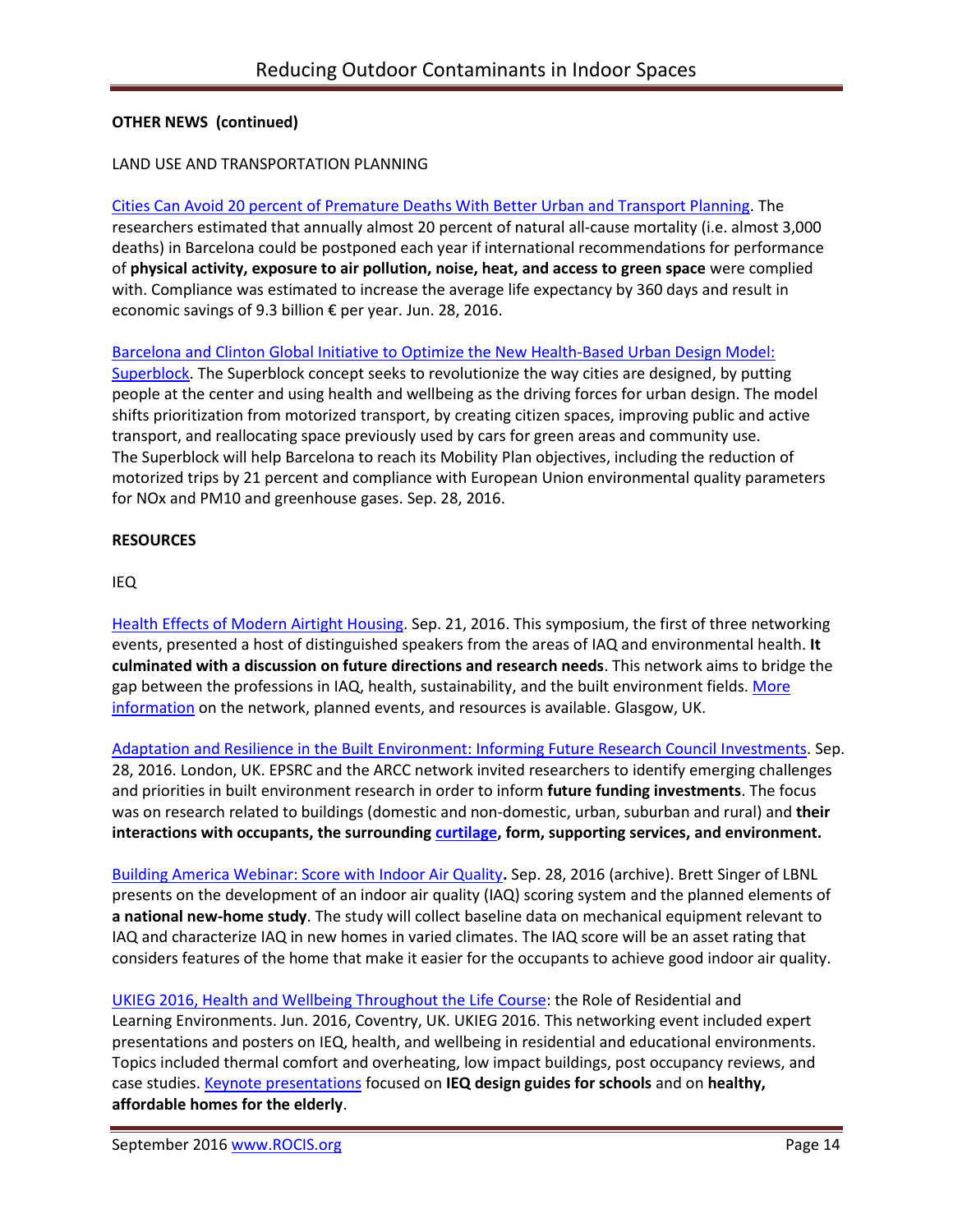**OTHER NEWS (continued)**

LAND USE AND TRANSPORTATION PLANNING

Cities Can Avoid 20 percent of Premature Deaths With Better Urban and Transport Planning. The researchers estimated that annually almost 20 percent of natural all-cause mortality (i.e. almost 3,000 deaths) in Barcelona could be postponed each year if international recommendations for performance of **physical activity, exposure to air pollution, noise, heat, and access to green space** were complied with. Compliance was estimated to increase the average life expectancy by 360 days and result in economic savings of 9.3 billion € per year. Jun. 28, 2016.

Barcelona and Clinton Global Initiative to Optimize the New Health-Based Urban Design Model: Superblock. The Superblock concept seeks to revolutionize the way cities are designed, by putting people at the center and using health and wellbeing as the driving forces for urban design. The model shifts prioritization from motorized transport, by creating citizen spaces, improving public and active transport, and reallocating space previously used by cars for green areas and community use. The Superblock will help Barcelona to reach its Mobility Plan objectives, including the reduction of motorized trips by 21 percent and compliance with European Union environmental quality parameters for NOx and PM10 and greenhouse gases. Sep. 28, 2016.

**RESOURCES**

IEQ

Health Effects of Modern Airtight Housing. Sep. 21, 2016. This symposium, the first of three networking events, presented a host of distinguished speakers from the areas of IAQ and environmental health. **It culminated with a discussion on future directions and research needs**. This network aims to bridge the gap between the professions in IAQ, health, sustainability, and the built environment fields. More information on the network, planned events, and resources is available. Glasgow, UK.

Adaptation and Resilience in the Built Environment: Informing Future Research Council Investments. Sep. 28, 2016. London, UK. EPSRC and the ARCC network invited researchers to identify emerging challenges and priorities in built environment research in order to inform **future funding investments**. The focus was on research related to buildings (domestic and non-domestic, urban, suburban and rural) and **their interactions with occupants, the surrounding curtilage, form, supporting services, and environment.**

Building America Webinar: Score with Indoor Air Quality**.** Sep. 28, 2016 (archive). Brett Singer of LBNL presents on the development of an indoor air quality (IAQ) scoring system and the planned elements of **a national new-home study**. The study will collect baseline data on mechanical equipment relevant to IAQ and characterize IAQ in new homes in varied climates. The IAQ score will be an asset rating that considers features of the home that make it easier for the occupants to achieve good indoor air quality.

UKIEG 2016, Health and Wellbeing Throughout the Life Course: the Role of Residential and Learning Environments. Jun. 2016, Coventry, UK. UKIEG 2016. This networking event included expert presentations and posters on IEQ, health, and wellbeing in residential and educational environments. Topics included thermal comfort and overheating, low impact buildings, post occupancy reviews, and case studies. Keynote presentations focused on **IEQ design guides for schools** and on **healthy, affordable homes for the elderly**.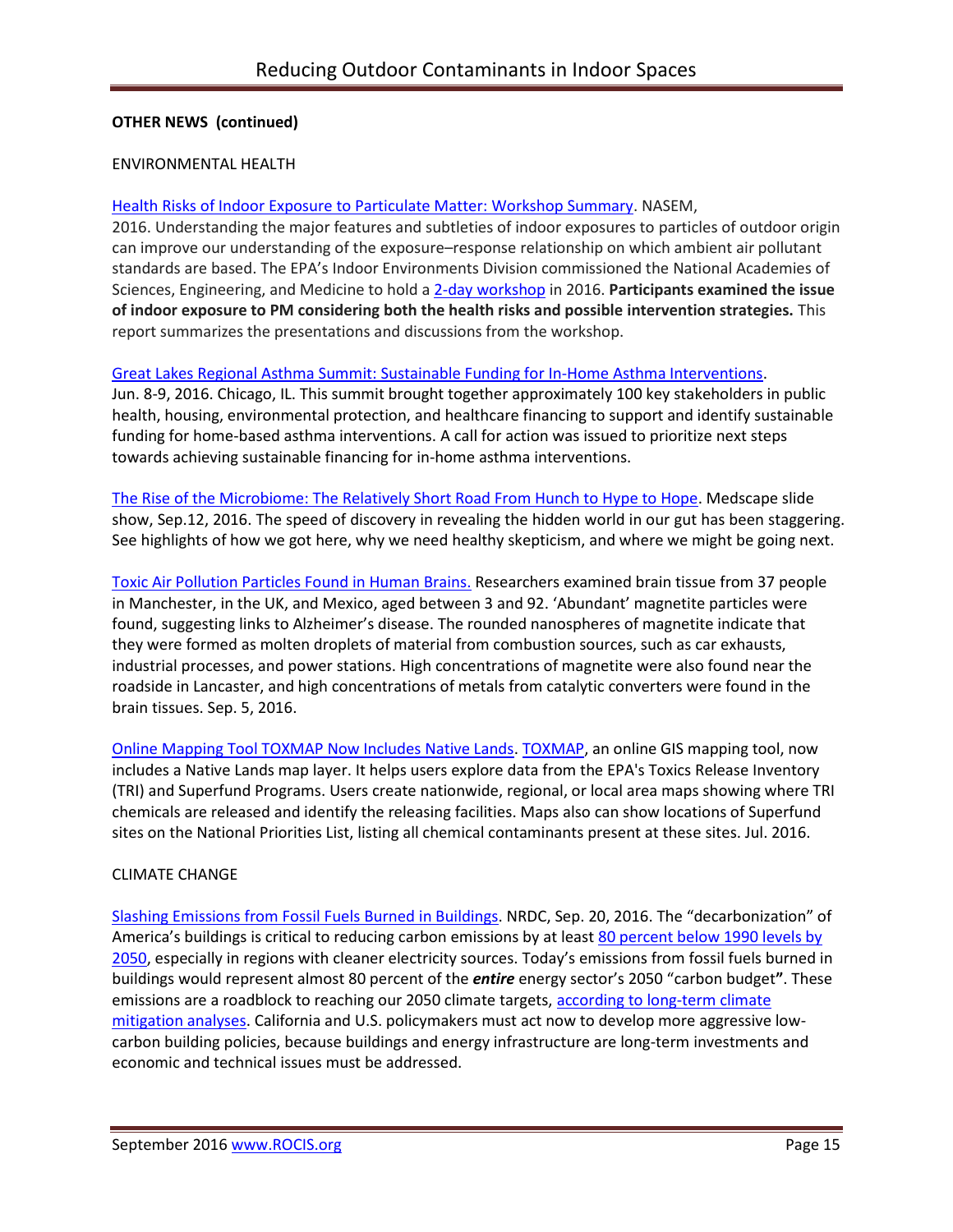**OTHER NEWS (continued)**

ENVIRONMENTAL HEALTH

Health Risks of Indoor Exposure to Particulate Matter: Workshop Summary. NASEM, 2016. Understanding the major features and subtleties of indoor exposures to particles of outdoor origin can improve our understanding of the exposure–response relationship on which ambient air pollutant standards are based. The EPA's Indoor Environments Division commissioned the National Academies of Sciences, Engineering, and Medicine to hold a 2-day workshop in 2016. **Participants examined the issue of indoor exposure to PM considering both the health risks and possible intervention strategies.** This report summarizes the presentations and discussions from the workshop.

Great Lakes Regional Asthma Summit: Sustainable Funding for In-Home Asthma Interventions. Jun. 8-9, 2016. Chicago, IL. This summit brought together approximately 100 key stakeholders in public health, housing, environmental protection, and healthcare financing to support and identify sustainable funding for home-based asthma interventions. A call for action was issued to prioritize next steps towards achieving sustainable financing for in-home asthma interventions.

The Rise of the Microbiome: The Relatively Short Road From Hunch to Hype to Hope. Medscape slide show, Sep.12, 2016. The speed of discovery in revealing the hidden world in our gut has been staggering. See highlights of how we got here, why we need healthy skepticism, and where we might be going next.

Toxic Air Pollution Particles Found in Human Brains. Researchers examined brain tissue from 37 people in Manchester, in the UK, and Mexico, aged between 3 and 92. 'Abundant' magnetite particles were found, suggesting links to Alzheimer's disease. The rounded nanospheres of magnetite indicate that they were formed as molten droplets of material from combustion sources, such as car exhausts, industrial processes, and power stations. High concentrations of magnetite were also found near the roadside in Lancaster, and high concentrations of metals from catalytic converters were found in the brain tissues. Sep. 5, 2016.

Online Mapping Tool TOXMAP Now Includes Native Lands. TOXMAP, an online GIS mapping tool, now includes a Native Lands map layer. It helps users explore data from the EPA's Toxics Release Inventory (TRI) and Superfund Programs. Users create nationwide, regional, or local area maps showing where TRI chemicals are released and identify the releasing facilities. Maps also can show locations of Superfund sites on the National Priorities List, listing all chemical contaminants present at these sites. Jul. 2016.

CLIMATE CHANGE

Slashing Emissions from Fossil Fuels Burned in Buildings. NRDC, Sep. 20, 2016. The "decarbonization" of America's buildings is critical to reducing carbon emissions by at least 80 percent below 1990 levels by 2050, especially in regions with cleaner electricity sources. Today's emissions from fossil fuels burned in buildings would represent almost 80 percent of the ***entire*** energy sector's 2050 "carbon budget**"**. These emissions are a roadblock to reaching our 2050 climate targets, according to long-term climate mitigation analyses. California and U.S. policymakers must act now to develop more aggressive low-carbon building policies, because buildings and energy infrastructure are long-term investments and economic and technical issues must be addressed.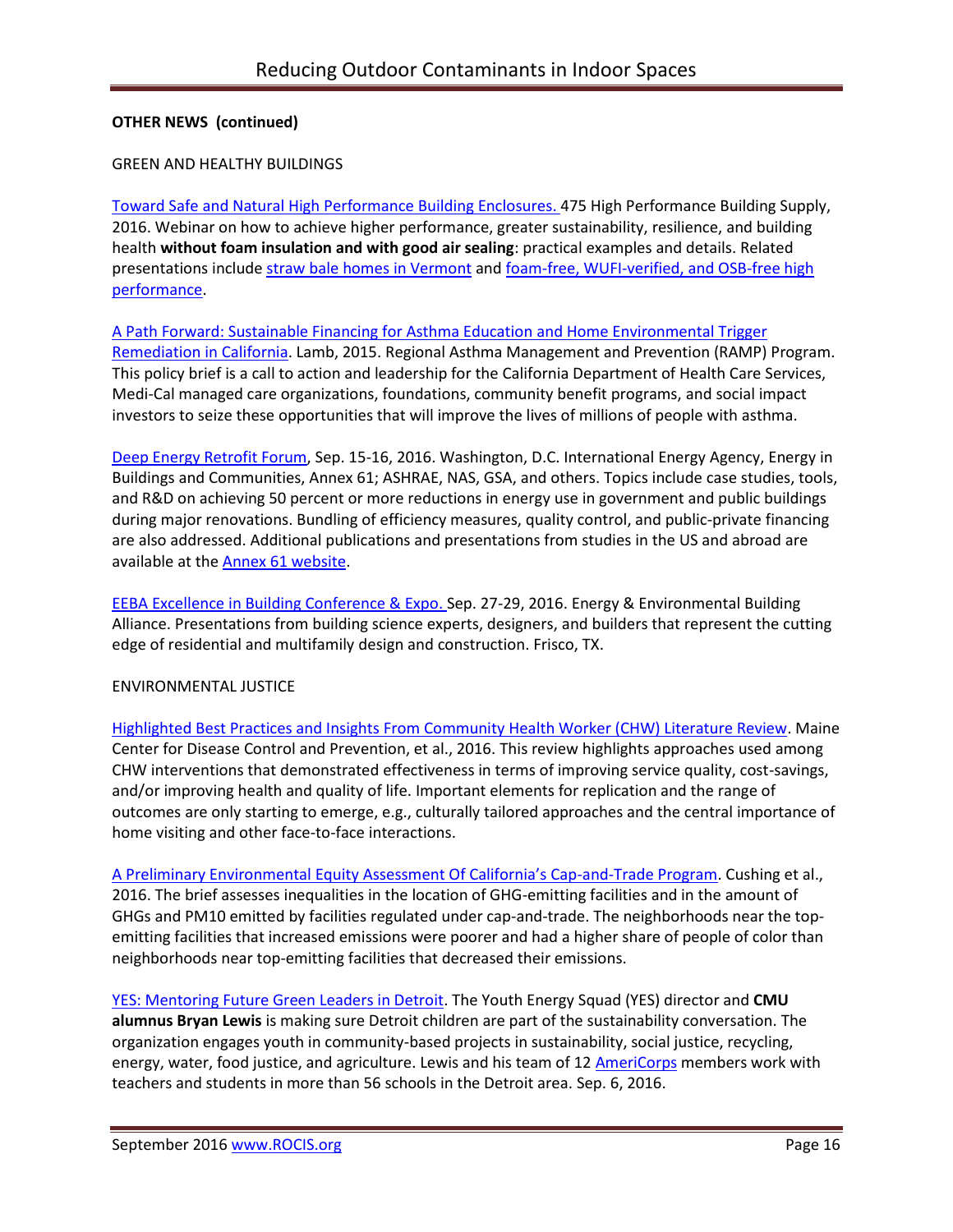**OTHER NEWS (continued)**

GREEN AND HEALTHY BUILDINGS

Toward Safe and Natural High Performance Building Enclosures. 475 High Performance Building Supply, 2016. Webinar on how to achieve higher performance, greater sustainability, resilience, and building health **without foam insulation and with good air sealing**: practical examples and details. Related presentations include straw bale homes in Vermont and foam-free, WUFI-verified, and OSB-free high performance.

A Path Forward: Sustainable Financing for Asthma Education and Home Environmental Trigger Remediation in California. Lamb, 2015. Regional Asthma Management and Prevention (RAMP) Program. This policy brief is a call to action and leadership for the California Department of Health Care Services, Medi-Cal managed care organizations, foundations, community benefit programs, and social impact investors to seize these opportunities that will improve the lives of millions of people with asthma.

Deep Energy Retrofit Forum, Sep. 15-16, 2016. Washington, D.C. International Energy Agency, Energy in Buildings and Communities, Annex 61; ASHRAE, NAS, GSA, and others. Topics include case studies, tools, and R&D on achieving 50 percent or more reductions in energy use in government and public buildings during major renovations. Bundling of efficiency measures, quality control, and public-private financing are also addressed. Additional publications and presentations from studies in the US and abroad are available at the Annex 61 website.

EEBA Excellence in Building Conference & Expo. Sep. 27-29, 2016. Energy & Environmental Building Alliance. Presentations from building science experts, designers, and builders that represent the cutting edge of residential and multifamily design and construction. Frisco, TX.

ENVIRONMENTAL JUSTICE

Highlighted Best Practices and Insights From Community Health Worker (CHW) Literature Review. Maine Center for Disease Control and Prevention, et al., 2016. This review highlights approaches used among CHW interventions that demonstrated effectiveness in terms of improving service quality, cost-savings, and/or improving health and quality of life. Important elements for replication and the range of outcomes are only starting to emerge, e.g., culturally tailored approaches and the central importance of home visiting and other face-to-face interactions.

A Preliminary Environmental Equity Assessment Of California's Cap-and-Trade Program. Cushing et al., 2016. The brief assesses inequalities in the location of GHG-emitting facilities and in the amount of GHGs and PM10 emitted by facilities regulated under cap-and-trade. The neighborhoods near the top-emitting facilities that increased emissions were poorer and had a higher share of people of color than neighborhoods near top-emitting facilities that decreased their emissions.

YES: Mentoring Future Green Leaders in Detroit. The Youth Energy Squad (YES) director and **CMU alumnus Bryan Lewis** is making sure Detroit children are part of the sustainability conversation. The organization engages youth in community-based projects in sustainability, social justice, recycling, energy, water, food justice, and agriculture. Lewis and his team of 12 AmeriCorps members work with teachers and students in more than 56 schools in the Detroit area. Sep. 6, 2016.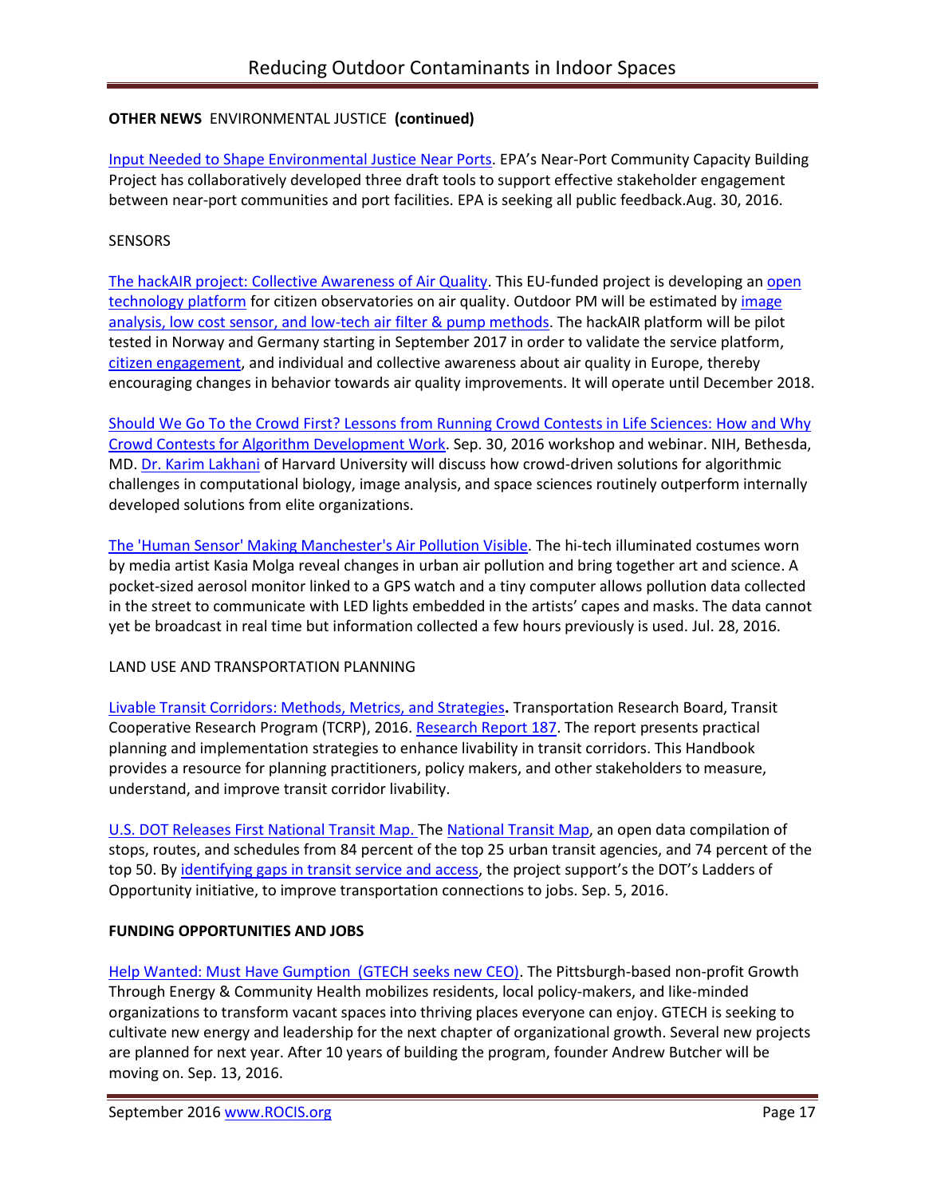**OTHER NEWS** ENVIRONMENTAL JUSTICE **(continued)**

Input Needed to Shape Environmental Justice Near Ports. EPA's Near-Port Community Capacity Building Project has collaboratively developed three draft tools to support effective stakeholder engagement between near-port communities and port facilities. EPA is seeking all public feedback.Aug. 30, 2016.

SENSORS

The hackAIR project: Collective Awareness of Air Quality. This EU-funded project is developing an open technology platform for citizen observatories on air quality. Outdoor PM will be estimated by image analysis, low cost sensor, and low-tech air filter & pump methods. The hackAIR platform will be pilot tested in Norway and Germany starting in September 2017 in order to validate the service platform, citizen engagement, and individual and collective awareness about air quality in Europe, thereby encouraging changes in behavior towards air quality improvements. It will operate until December 2018.

Should We Go To the Crowd First? Lessons from Running Crowd Contests in Life Sciences: How and Why Crowd Contests for Algorithm Development Work. Sep. 30, 2016 workshop and webinar. NIH, Bethesda, MD. Dr. Karim Lakhani of Harvard University will discuss how crowd-driven solutions for algorithmic challenges in computational biology, image analysis, and space sciences routinely outperform internally developed solutions from elite organizations.

The 'Human Sensor' Making Manchester's Air Pollution Visible. The hi-tech illuminated costumes worn by media artist Kasia Molga reveal changes in urban air pollution and bring together art and science. A pocket-sized aerosol monitor linked to a GPS watch and a tiny computer allows pollution data collected in the street to communicate with LED lights embedded in the artists' capes and masks. The data cannot yet be broadcast in real time but information collected a few hours previously is used. Jul. 28, 2016.

LAND USE AND TRANSPORTATION PLANNING

Livable Transit Corridors: Methods, Metrics, and Strategies**.** Transportation Research Board, Transit Cooperative Research Program (TCRP), 2016. Research Report 187. The report presents practical planning and implementation strategies to enhance livability in transit corridors. This Handbook provides a resource for planning practitioners, policy makers, and other stakeholders to measure, understand, and improve transit corridor livability.

U.S. DOT Releases First National Transit Map. The National Transit Map, an open data compilation of stops, routes, and schedules from 84 percent of the top 25 urban transit agencies, and 74 percent of the top 50. By identifying gaps in transit service and access, the project support's the DOT's Ladders of Opportunity initiative, to improve transportation connections to jobs. Sep. 5, 2016.

**FUNDING OPPORTUNITIES AND JOBS**

Help Wanted: Must Have Gumption (GTECH seeks new CEO). The Pittsburgh-based non-profit Growth Through Energy & Community Health mobilizes residents, local policy-makers, and like-minded organizations to transform vacant spaces into thriving places everyone can enjoy. GTECH is seeking to cultivate new energy and leadership for the next chapter of organizational growth. Several new projects are planned for next year. After 10 years of building the program, founder Andrew Butcher will be moving on. Sep. 13, 2016.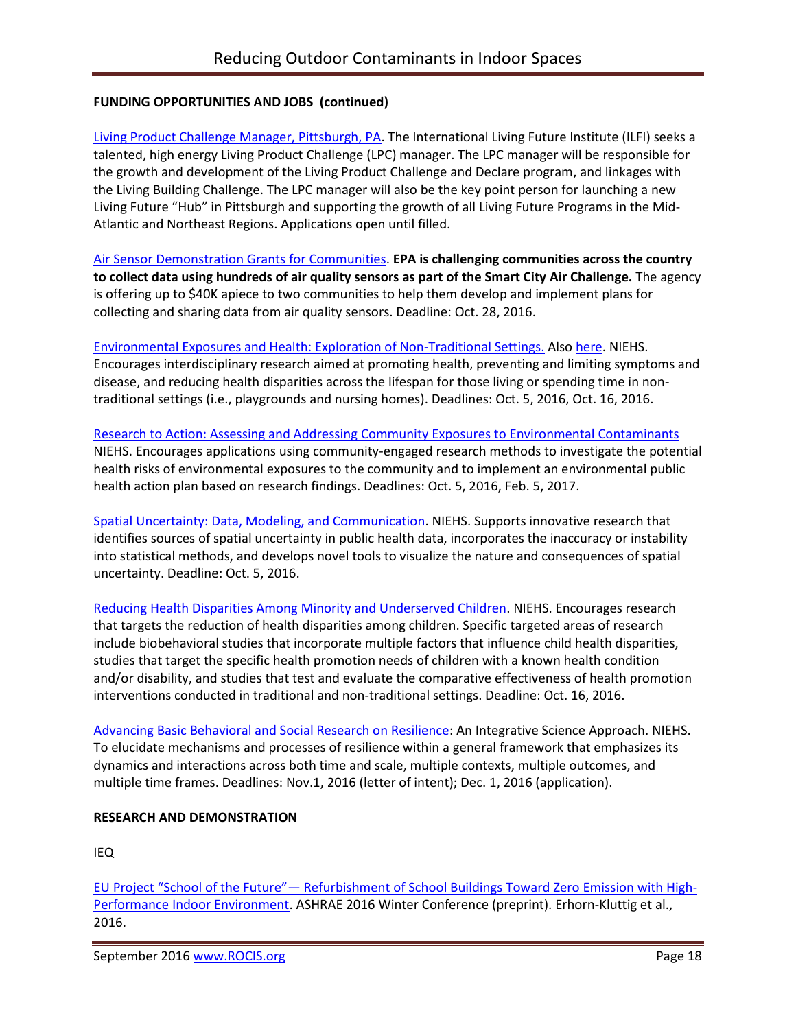**FUNDING OPPORTUNITIES AND JOBS (continued)**

Living Product Challenge Manager, Pittsburgh, PA. The International Living Future Institute (ILFI) seeks a talented, high energy Living Product Challenge (LPC) manager. The LPC manager will be responsible for the growth and development of the Living Product Challenge and Declare program, and linkages with the Living Building Challenge. The LPC manager will also be the key point person for launching a new Living Future "Hub" in Pittsburgh and supporting the growth of all Living Future Programs in the Mid-Atlantic and Northeast Regions. Applications open until filled.

Air Sensor Demonstration Grants for Communities. **EPA is challenging communities across the country to collect data using hundreds of air quality sensors as part of the Smart City Air Challenge.** The agency is offering up to $40K apiece to two communities to help them develop and implement plans for collecting and sharing data from air quality sensors. Deadline: Oct. 28, 2016.

Environmental Exposures and Health: Exploration of Non-Traditional Settings. Also here. NIEHS. Encourages interdisciplinary research aimed at promoting health, preventing and limiting symptoms and disease, and reducing health disparities across the lifespan for those living or spending time in non-traditional settings (i.e., playgrounds and nursing homes). Deadlines: Oct. 5, 2016, Oct. 16, 2016.

Research to Action: Assessing and Addressing Community Exposures to Environmental Contaminants NIEHS. Encourages applications using community-engaged research methods to investigate the potential health risks of environmental exposures to the community and to implement an environmental public health action plan based on research findings. Deadlines: Oct. 5, 2016, Feb. 5, 2017.

Spatial Uncertainty: Data, Modeling, and Communication. NIEHS. Supports innovative research that identifies sources of spatial uncertainty in public health data, incorporates the inaccuracy or instability into statistical methods, and develops novel tools to visualize the nature and consequences of spatial uncertainty. Deadline: Oct. 5, 2016.

Reducing Health Disparities Among Minority and Underserved Children. NIEHS. Encourages research that targets the reduction of health disparities among children. Specific targeted areas of research include biobehavioral studies that incorporate multiple factors that influence child health disparities, studies that target the specific health promotion needs of children with a known health condition and/or disability, and studies that test and evaluate the comparative effectiveness of health promotion interventions conducted in traditional and non-traditional settings. Deadline: Oct. 16, 2016.

Advancing Basic Behavioral and Social Research on Resilience: An Integrative Science Approach. NIEHS. To elucidate mechanisms and processes of resilience within a general framework that emphasizes its dynamics and interactions across both time and scale, multiple contexts, multiple outcomes, and multiple time frames. Deadlines: Nov.1, 2016 (letter of intent); Dec. 1, 2016 (application).

**RESEARCH AND DEMONSTRATION**

IEQ

EU Project "School of the Future"— Refurbishment of School Buildings Toward Zero Emission with High-Performance Indoor Environment. ASHRAE 2016 Winter Conference (preprint). Erhorn-Kluttig et al., 2016.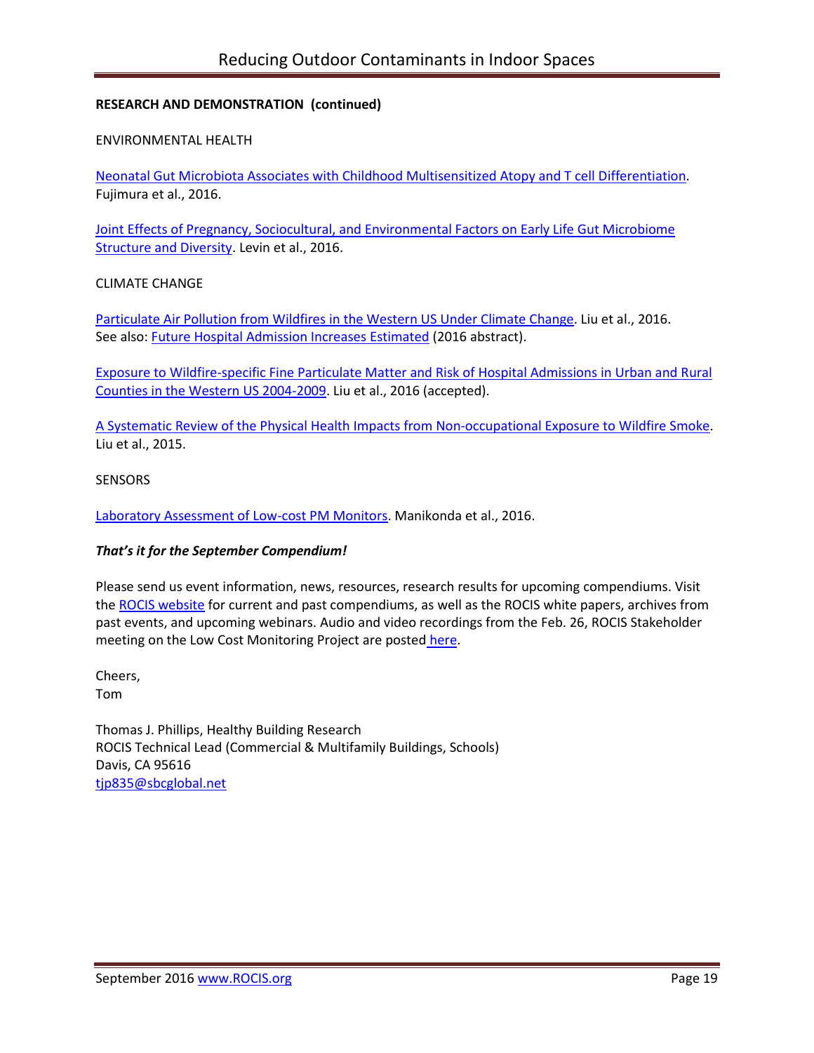**RESEARCH AND DEMONSTRATION (continued)**

ENVIRONMENTAL HEALTH

Neonatal Gut Microbiota Associates with Childhood Multisensitized Atopy and T cell Differentiation. Fujimura et al., 2016.

Joint Effects of Pregnancy, Sociocultural, and Environmental Factors on Early Life Gut Microbiome Structure and Diversity. Levin et al., 2016.

CLIMATE CHANGE

Particulate Air Pollution from Wildfires in the Western US Under Climate Change. Liu et al., 2016. See also: Future Hospital Admission Increases Estimated (2016 abstract).

Exposure to Wildfire-specific Fine Particulate Matter and Risk of Hospital Admissions in Urban and Rural Counties in the Western US 2004-2009. Liu et al., 2016 (accepted).

A Systematic Review of the Physical Health Impacts from Non-occupational Exposure to Wildfire Smoke. Liu et al., 2015.

SENSORS

Laboratory Assessment of Low-cost PM Monitors. Manikonda et al., 2016.

***That's it for the September Compendium!***

Please send us event information, news, resources, research results for upcoming compendiums. Visit the ROCIS website for current and past compendiums, as well as the ROCIS white papers, archives from past events, and upcoming webinars. Audio and video recordings from the Feb. 26, ROCIS Stakeholder meeting on the Low Cost Monitoring Project are posted here.

Cheers,
Tom

Thomas J. Phillips, Healthy Building Research
ROCIS Technical Lead (Commercial & Multifamily Buildings, Schools)
Davis, CA 95616
tjp835@sbcglobal.net